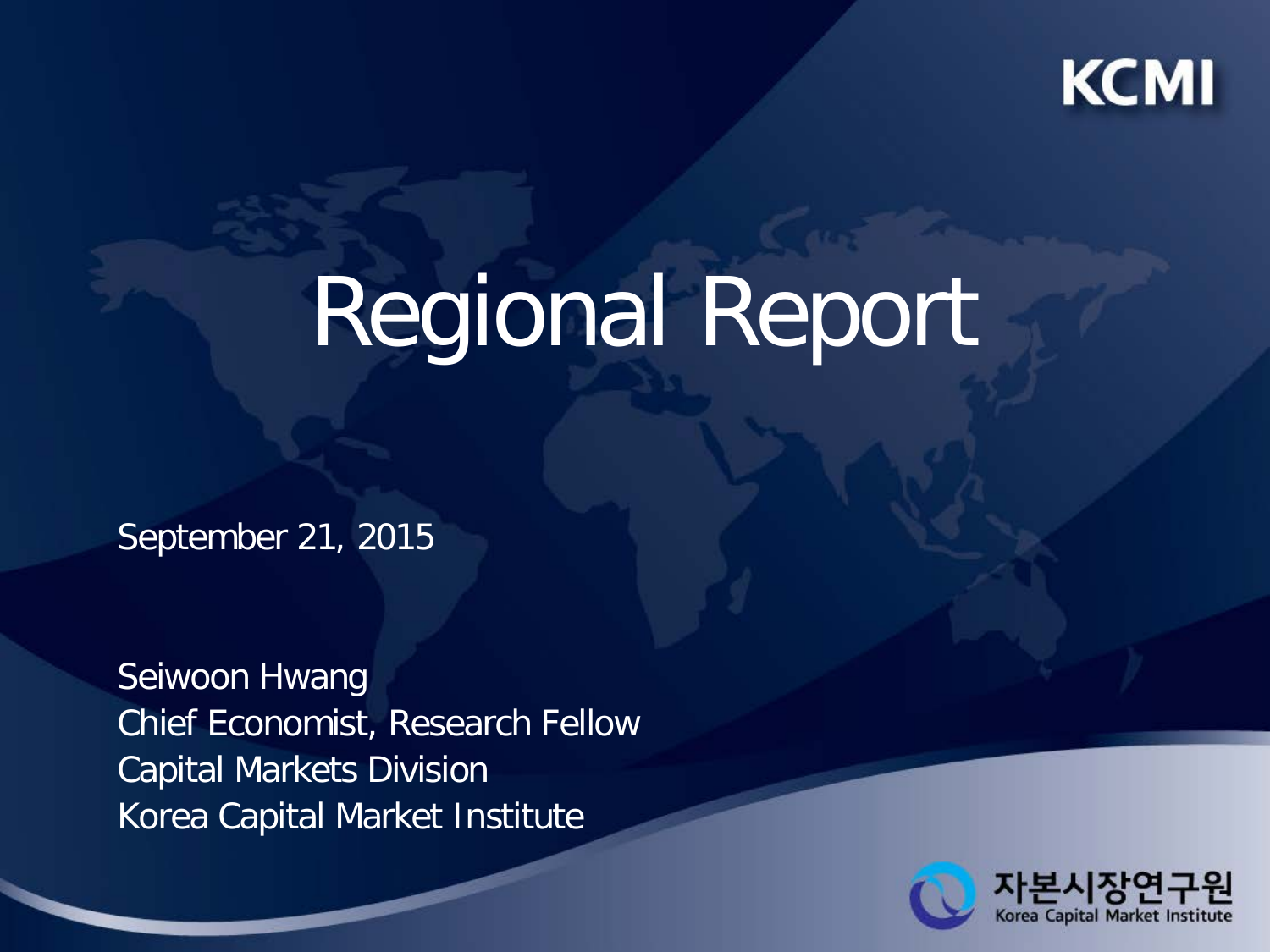KCMI

# Regional Report

September 21, 2015

Seiwoon Hwang
Chief Economist, Research Fellow
Capital Markets Division
Korea Capital Market Institute

자본시장연구원
Korea Capital Market Institute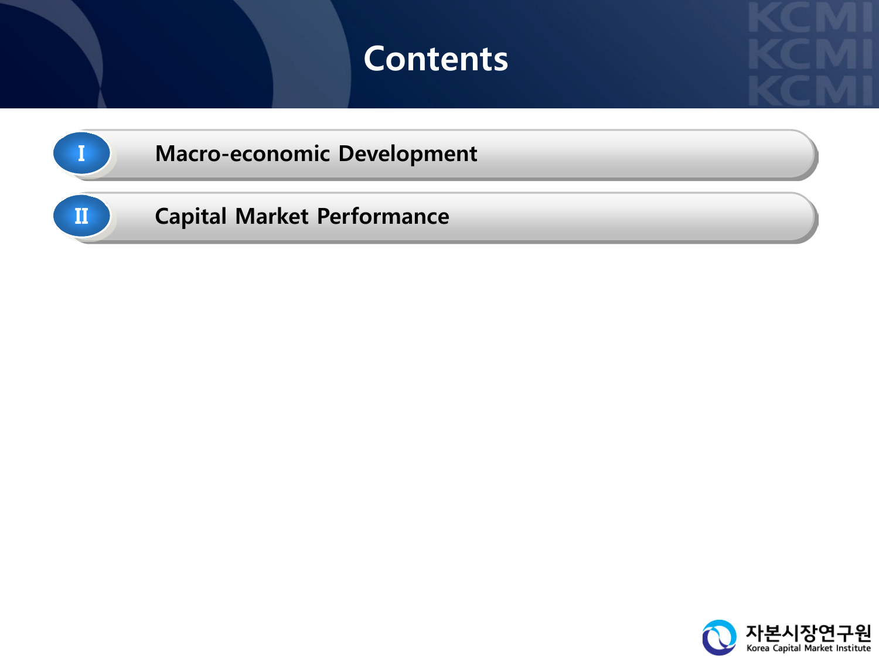# Contents

I. Macro-economic Development

II. Capital Market Performance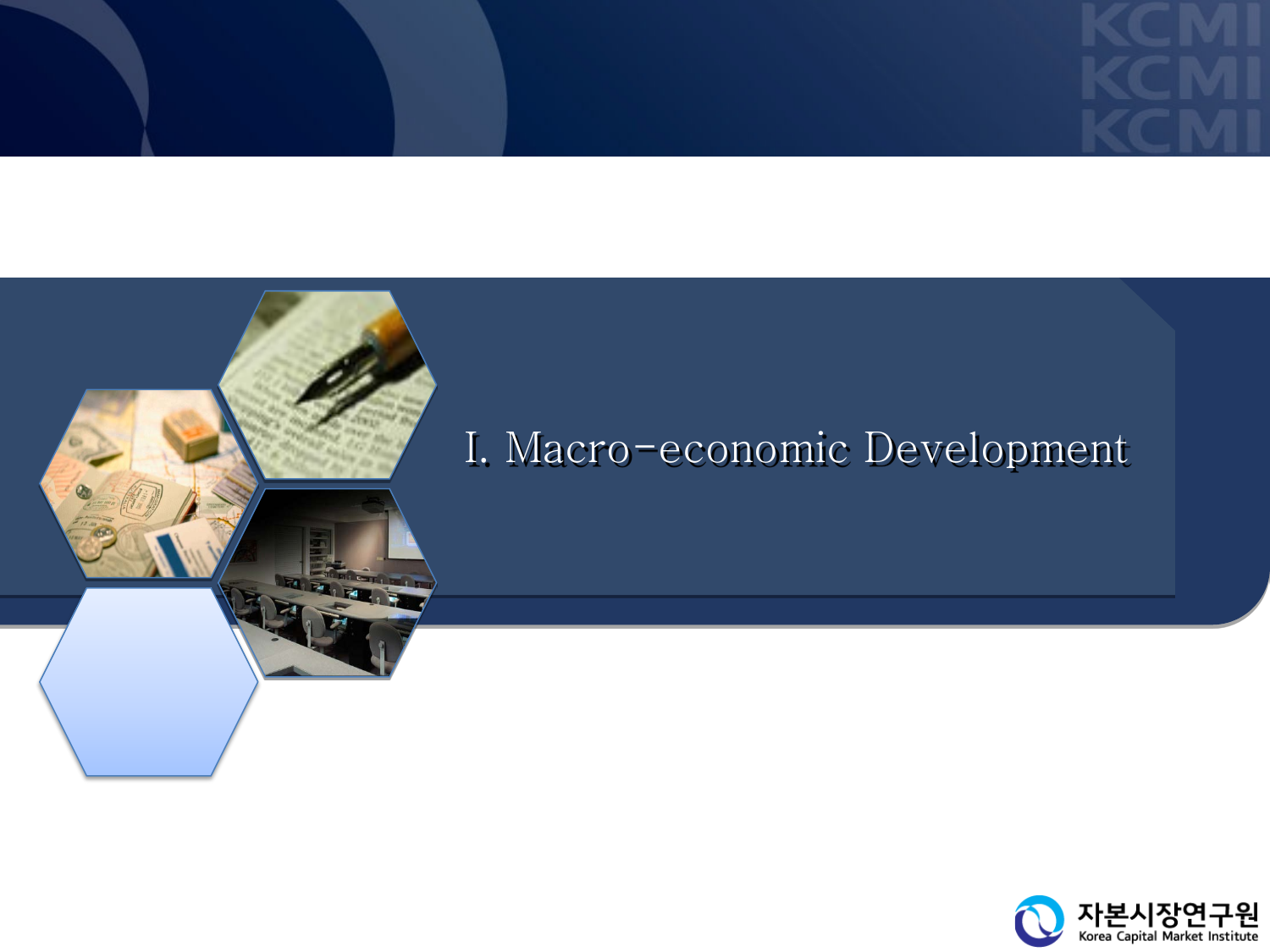# I. Macro-economic Development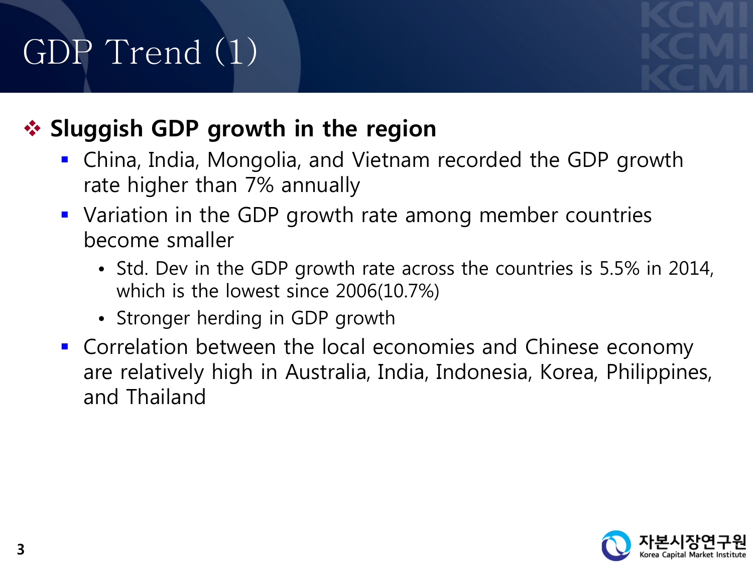# GDP Trend (1)

## ❖ Sluggish GDP growth in the region

- China, India, Mongolia, and Vietnam recorded the GDP growth rate higher than 7% annually
- Variation in the GDP growth rate among member countries become smaller
  - Std. Dev in the GDP growth rate across the countries is 5.5% in 2014, which is the lowest since 2006(10.7%)
  - Stronger herding in GDP growth
- Correlation between the local economies and Chinese economy are relatively high in Australia, India, Indonesia, Korea, Philippines, and Thailand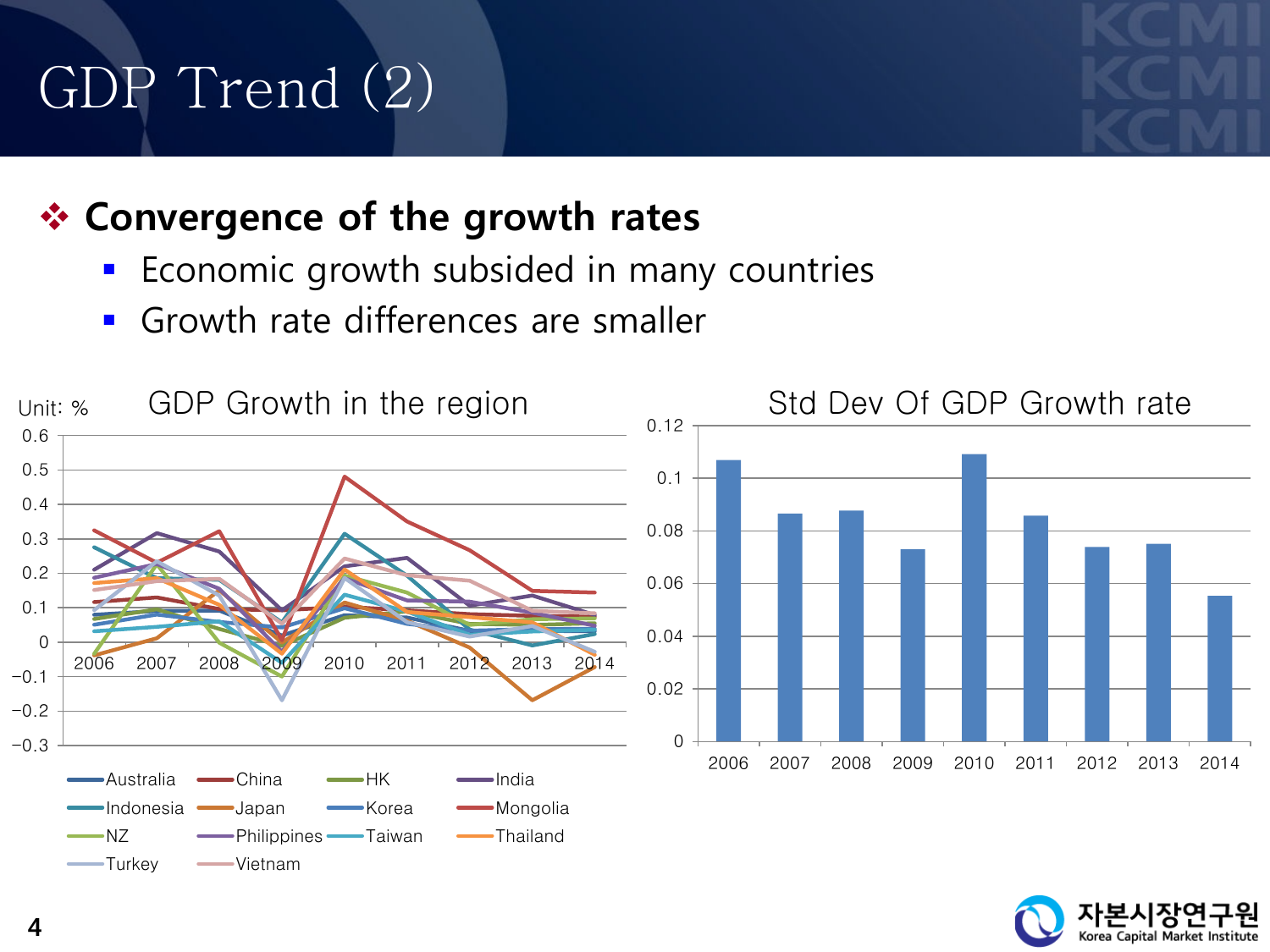# GDP Trend (2)

## ❖ Convergence of the growth rates

- Economic growth subsided in many countries
- Growth rate differences are smaller

Unit: %

**GDP Growth in the region**

Legend: Australia, China, HK, India, Indonesia, Japan, Korea, Mongolia, NZ, Philippines, Taiwan, Thailand, Turkey, Vietnam

**Std Dev Of GDP Growth rate**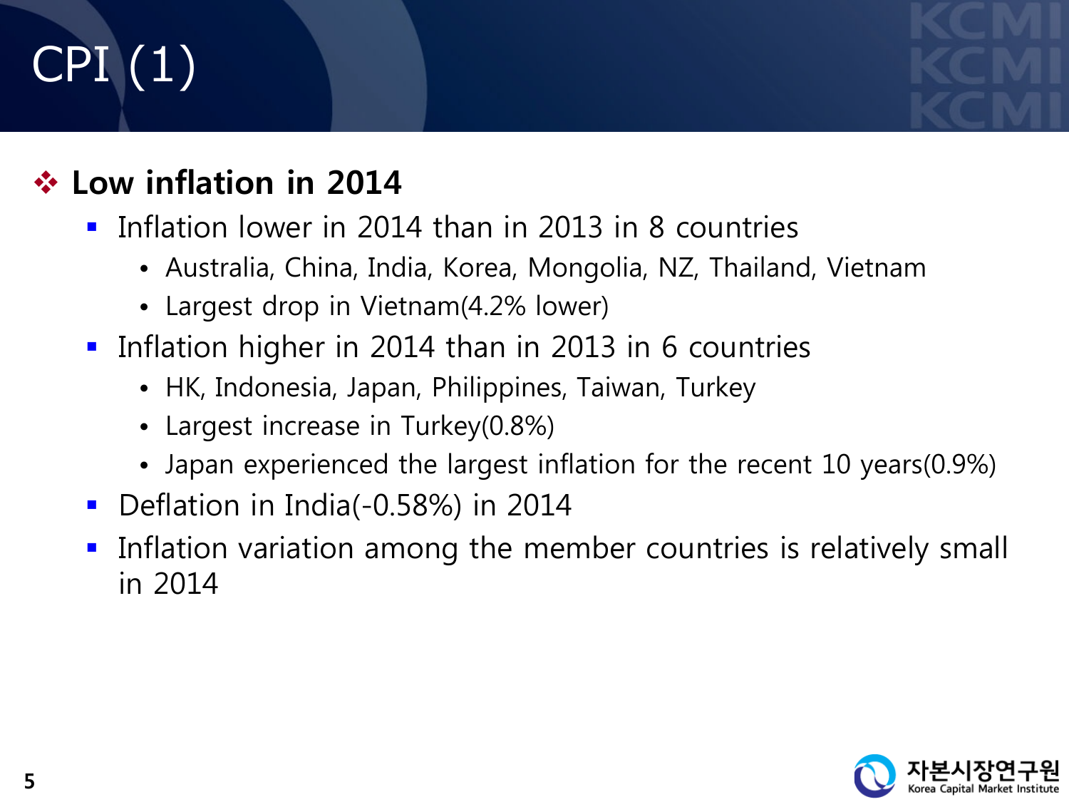# CPI (1)

## ❖ Low inflation in 2014

- Inflation lower in 2014 than in 2013 in 8 countries
  - Australia, China, India, Korea, Mongolia, NZ, Thailand, Vietnam
  - Largest drop in Vietnam(4.2% lower)
- Inflation higher in 2014 than in 2013 in 6 countries
  - HK, Indonesia, Japan, Philippines, Taiwan, Turkey
  - Largest increase in Turkey(0.8%)
  - Japan experienced the largest inflation for the recent 10 years(0.9%)
- Deflation in India(-0.58%) in 2014
- Inflation variation among the member countries is relatively small in 2014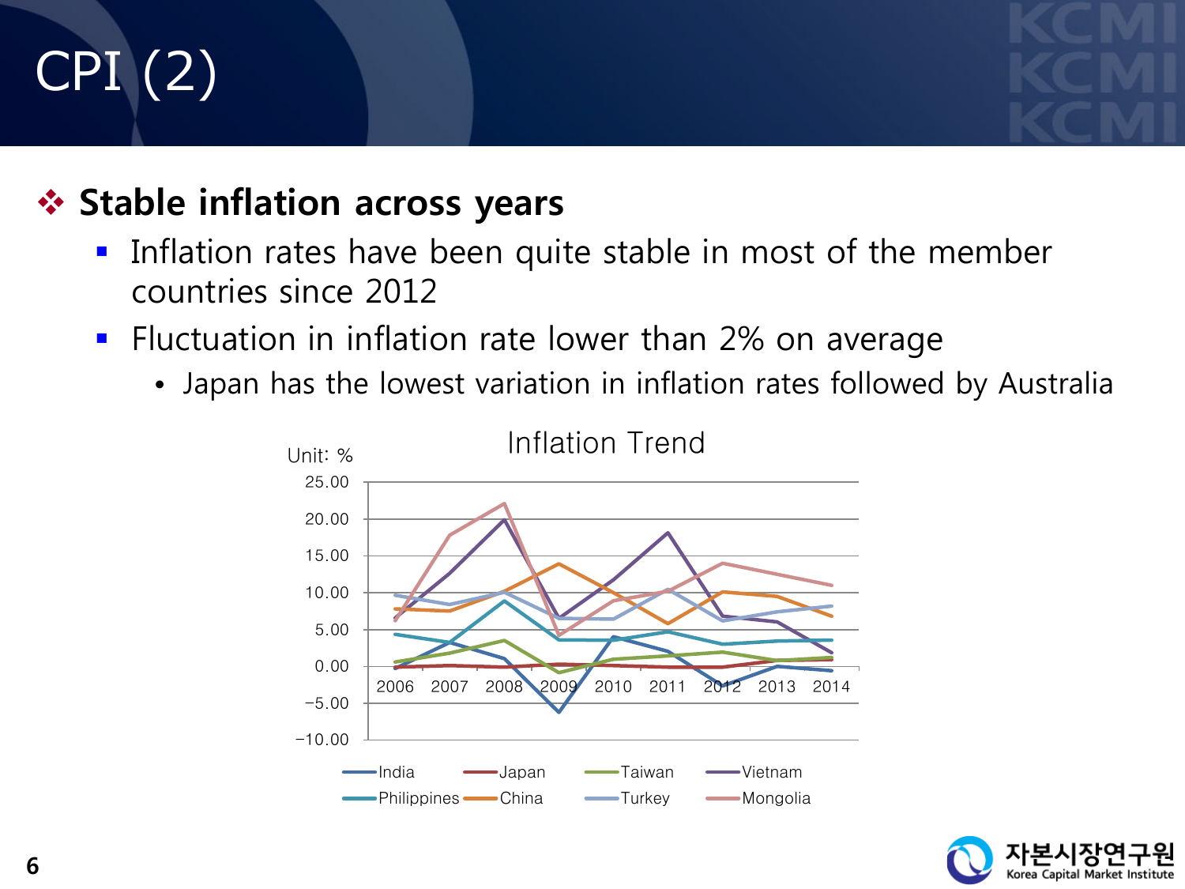# CPI (2)

## Stable inflation across years

- Inflation rates have been quite stable in most of the member countries since 2012
- Fluctuation in inflation rate lower than 2% on average
  - Japan has the lowest variation in inflation rates followed by Australia

Inflation Trend

Unit: %

India, Japan, Taiwan, Vietnam, Philippines, China, Turkey, Mongolia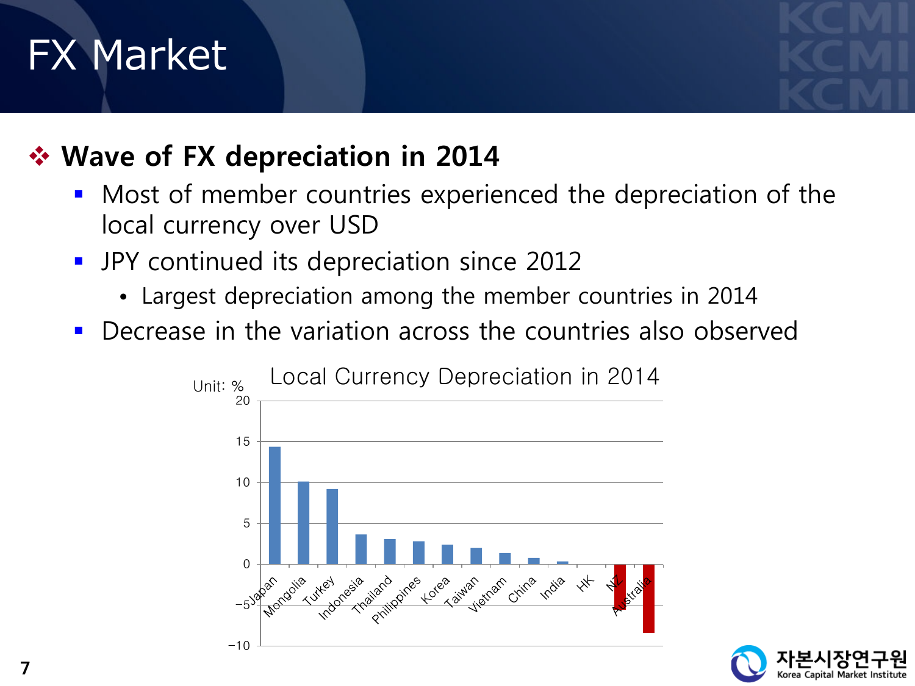# FX Market

## Wave of FX depreciation in 2014

- Most of member countries experienced the depreciation of the local currency over USD
- JPY continued its depreciation since 2012
  - Largest depreciation among the member countries in 2014
- Decrease in the variation across the countries also observed

Local Currency Depreciation in 2014

Unit: %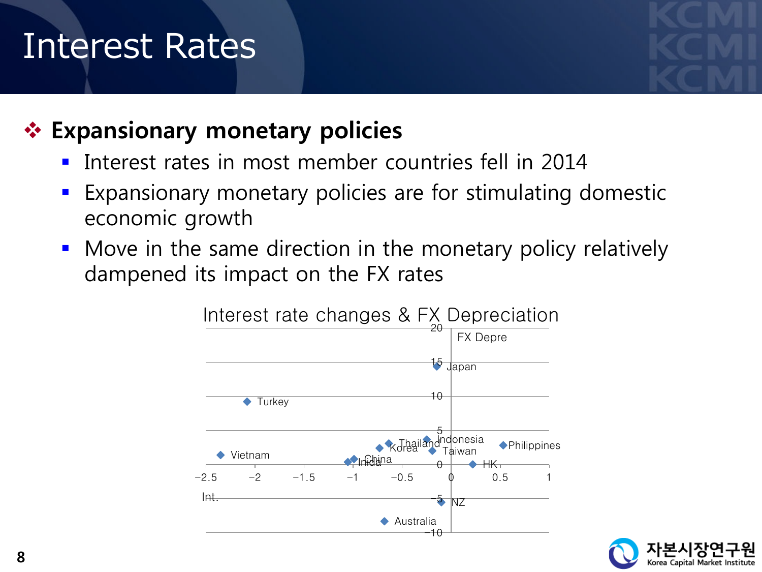# Interest Rates

## ❖ Expansionary monetary policies

- Interest rates in most member countries fell in 2014
- Expansionary monetary policies are for stimulating domestic economic growth
- Move in the same direction in the monetary policy relatively dampened its impact on the FX rates

Interest rate changes & FX Depreciation

FX Depre

Int.

Japan, Turkey, Vietnam, Korea, Thailand, Indonesia, Taiwan, Philippines, China, India, HK, NZ, Australia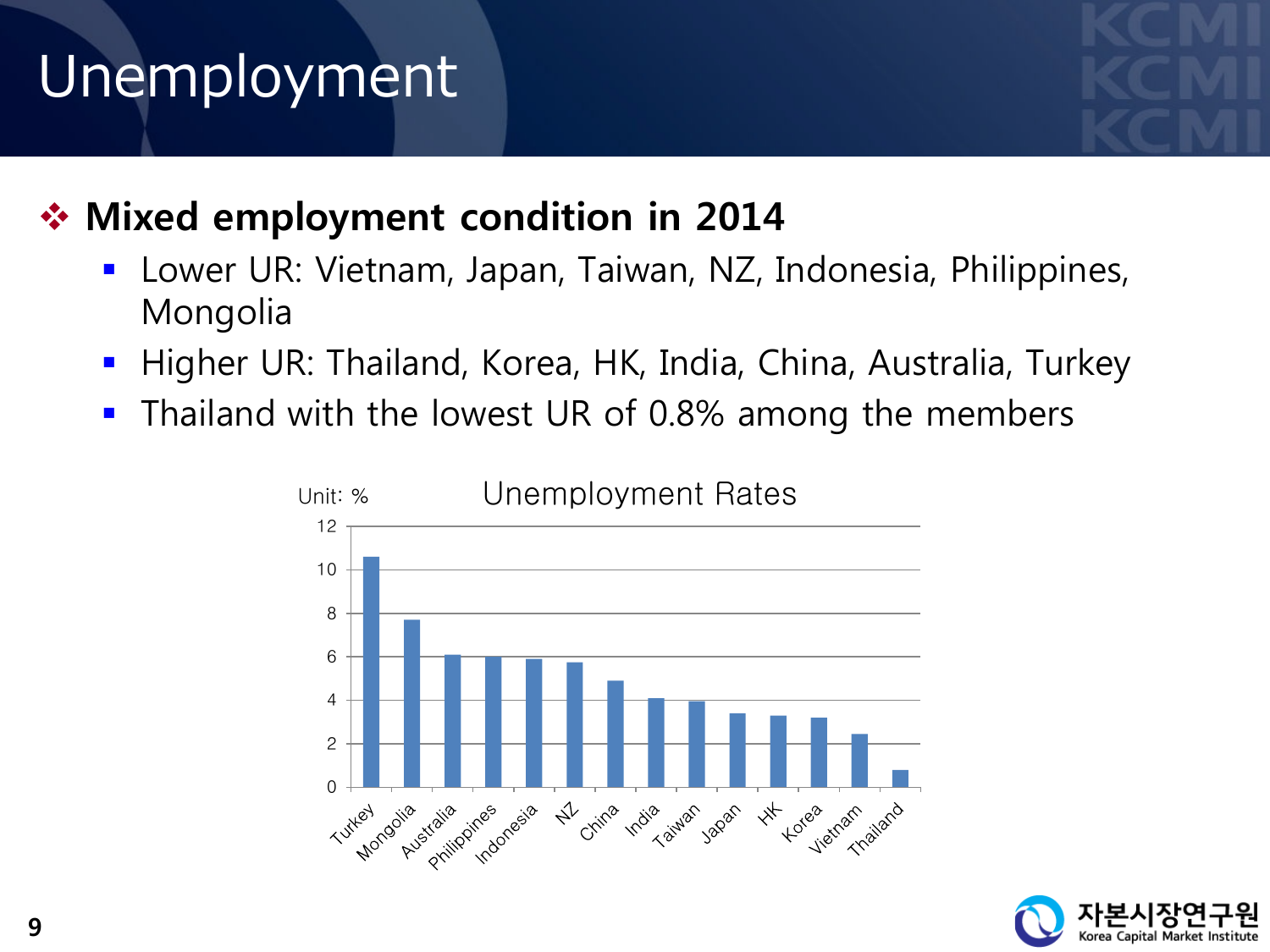# Unemployment

- **Mixed employment condition in 2014**
  - Lower UR: Vietnam, Japan, Taiwan, NZ, Indonesia, Philippines, Mongolia
  - Higher UR: Thailand, Korea, HK, India, China, Australia, Turkey
  - Thailand with the lowest UR of 0.8% among the members

Unit: %

Unemployment Rates

| Country | Unemployment Rate (%) |
|---|---|
| Turkey | ~10.6 |
| Mongolia | ~7.7 |
| Australia | ~6.1 |
| Philippines | ~6.0 |
| Indonesia | ~5.9 |
| NZ | ~5.7 |
| China | ~4.9 |
| India | ~4.1 |
| Taiwan | ~4.0 |
| Japan | ~3.4 |
| HK | ~3.3 |
| Korea | ~3.2 |
| Vietnam | ~2.4 |
| Thailand | ~0.8 |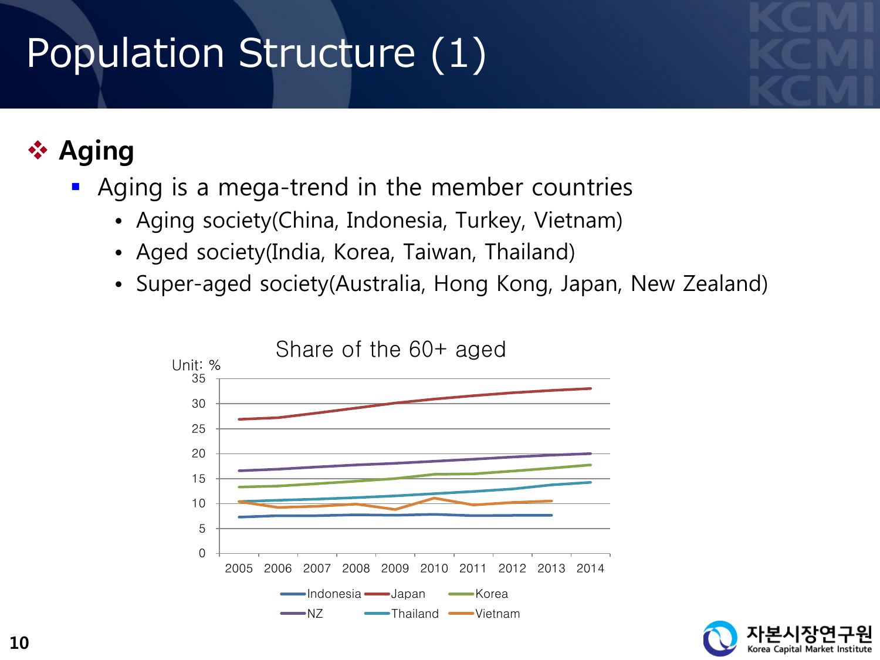# Population Structure (1)

## ❖ Aging

- Aging is a mega-trend in the member countries
  - Aging society(China, Indonesia, Turkey, Vietnam)
  - Aged society(India, Korea, Taiwan, Thailand)
  - Super-aged society(Australia, Hong Kong, Japan, New Zealand)

Share of the 60+ aged

Unit: %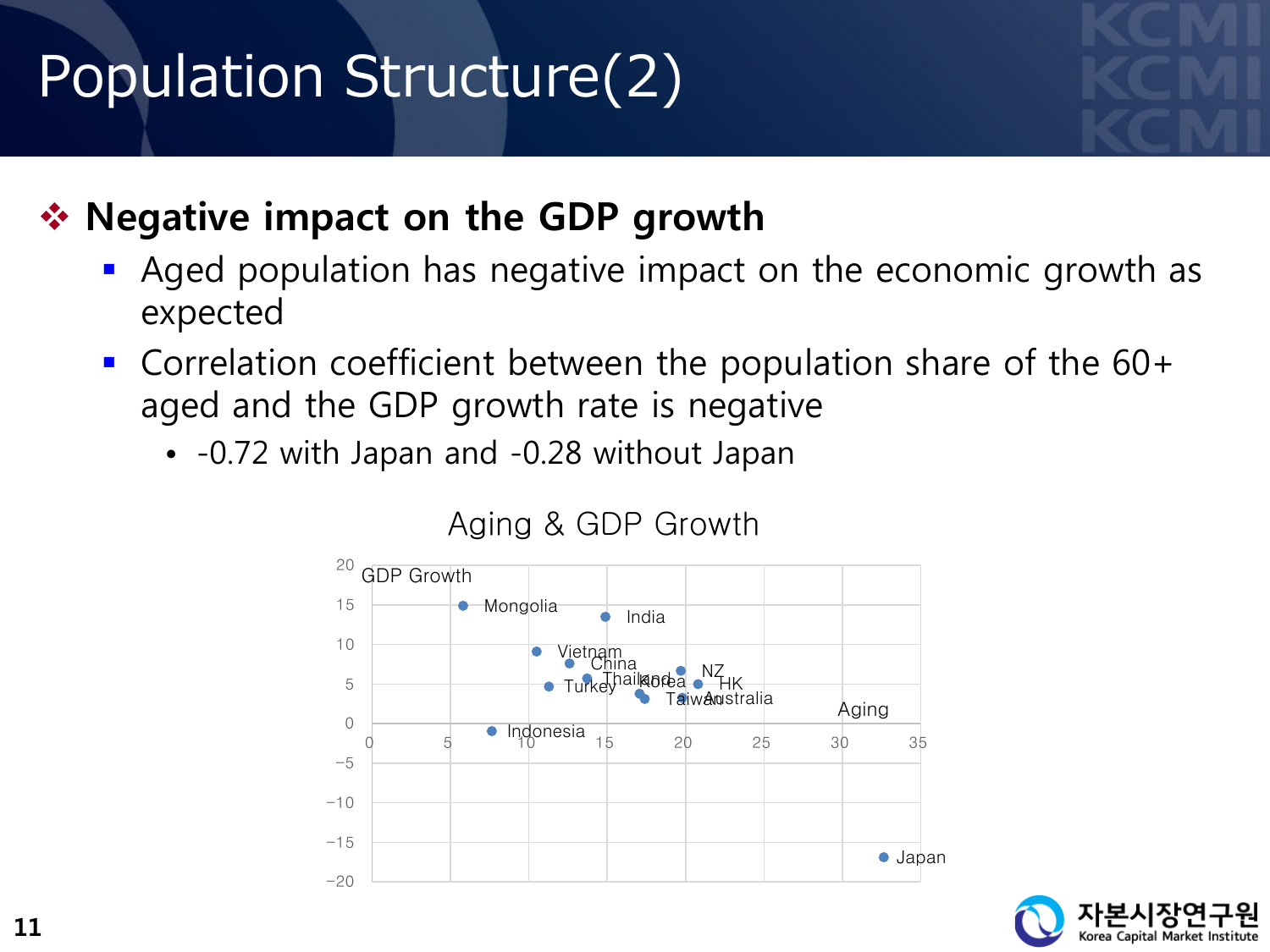# Population Structure(2)

## Negative impact on the GDP growth

- Aged population has negative impact on the economic growth as expected
- Correlation coefficient between the population share of the 60+ aged and the GDP growth rate is negative
  - -0.72 with Japan and -0.28 without Japan

Aging & GDP Growth

GDP Growth

Mongolia, India, Vietnam, China, Thailand, Turkey, Korea, NZ, HK, Taiwan, Australia, Indonesia, Japan

Aging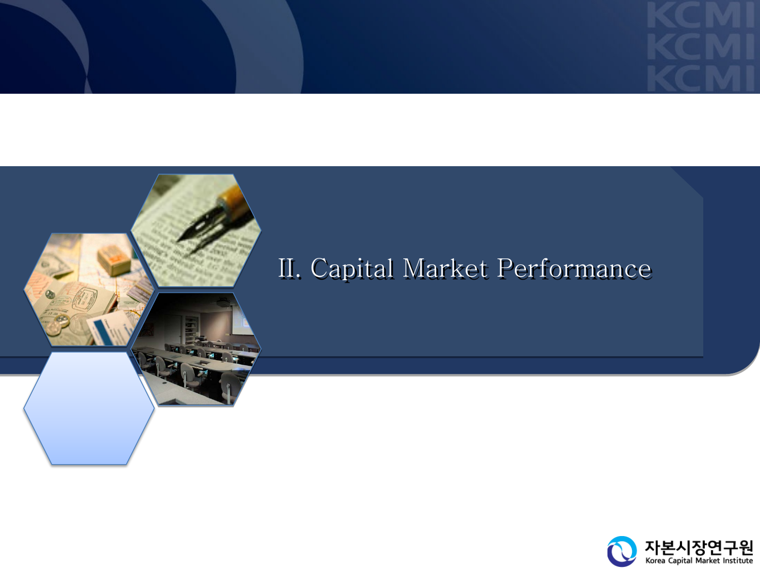# II. Capital Market Performance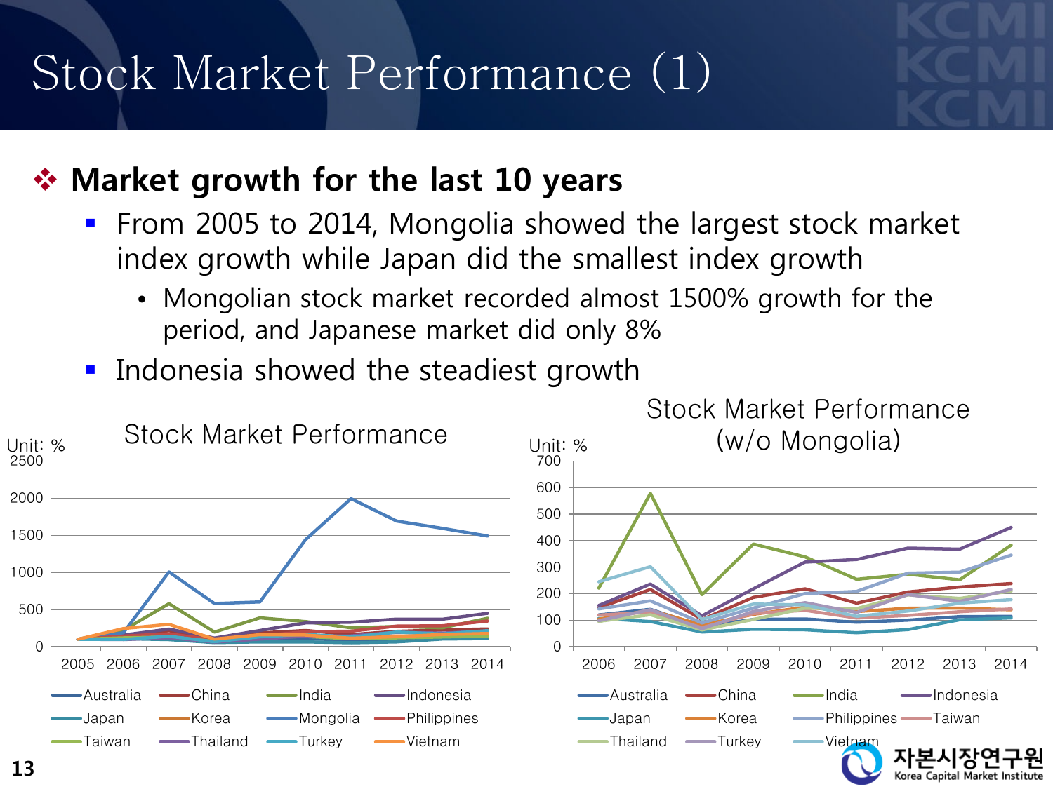# Stock Market Performance (1)

## ❖ Market growth for the last 10 years

- From 2005 to 2014, Mongolia showed the largest stock market index growth while Japan did the smallest index growth
  - Mongolian stock market recorded almost 1500% growth for the period, and Japanese market did only 8%
- Indonesia showed the steadiest growth

**Stock Market Performance**

Unit: %

Legend: Australia, China, India, Indonesia, Japan, Korea, Mongolia, Philippines, Taiwan, Thailand, Turkey, Vietnam

**Stock Market Performance (w/o Mongolia)**

Unit: %

Legend: Australia, China, India, Indonesia, Japan, Korea, Philippines, Taiwan, Thailand, Turkey, Vietnam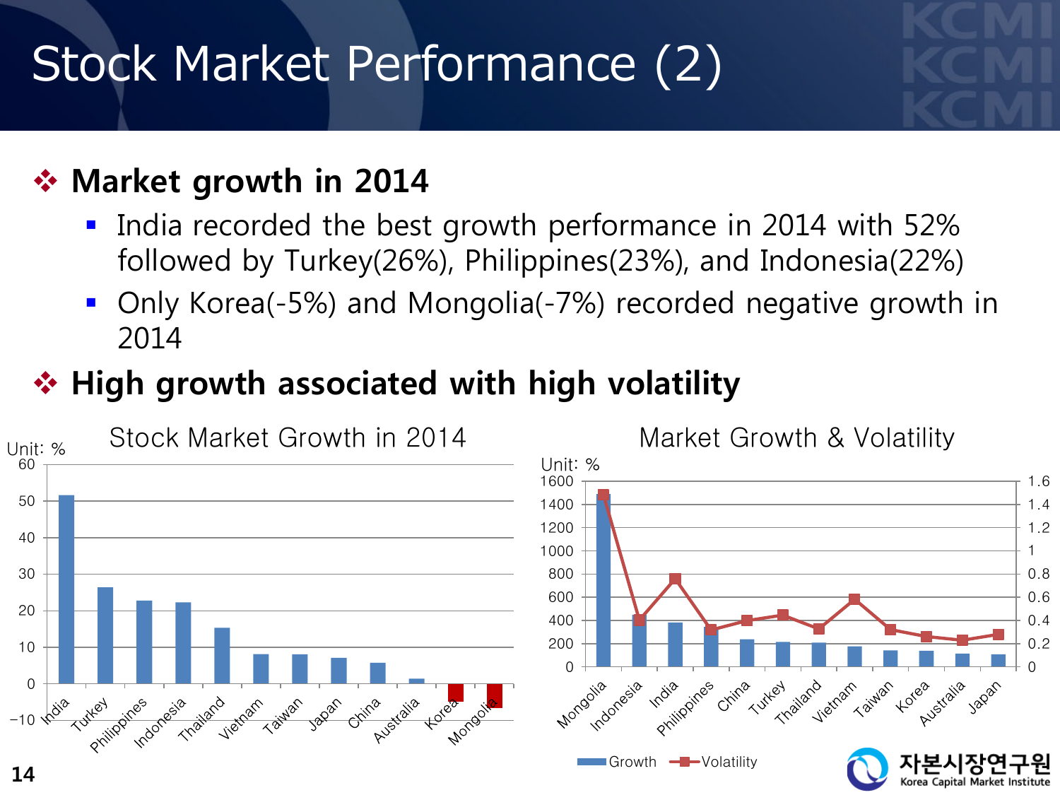# Stock Market Performance (2)

## ❖ Market growth in 2014

- India recorded the best growth performance in 2014 with 52% followed by Turkey(26%), Philippines(23%), and Indonesia(22%)
- Only Korea(-5%) and Mongolia(-7%) recorded negative growth in 2014

## ❖ High growth associated with high volatility

**Stock Market Growth in 2014**

Unit: %

**Market Growth & Volatility**

Unit: %

Growth | Volatility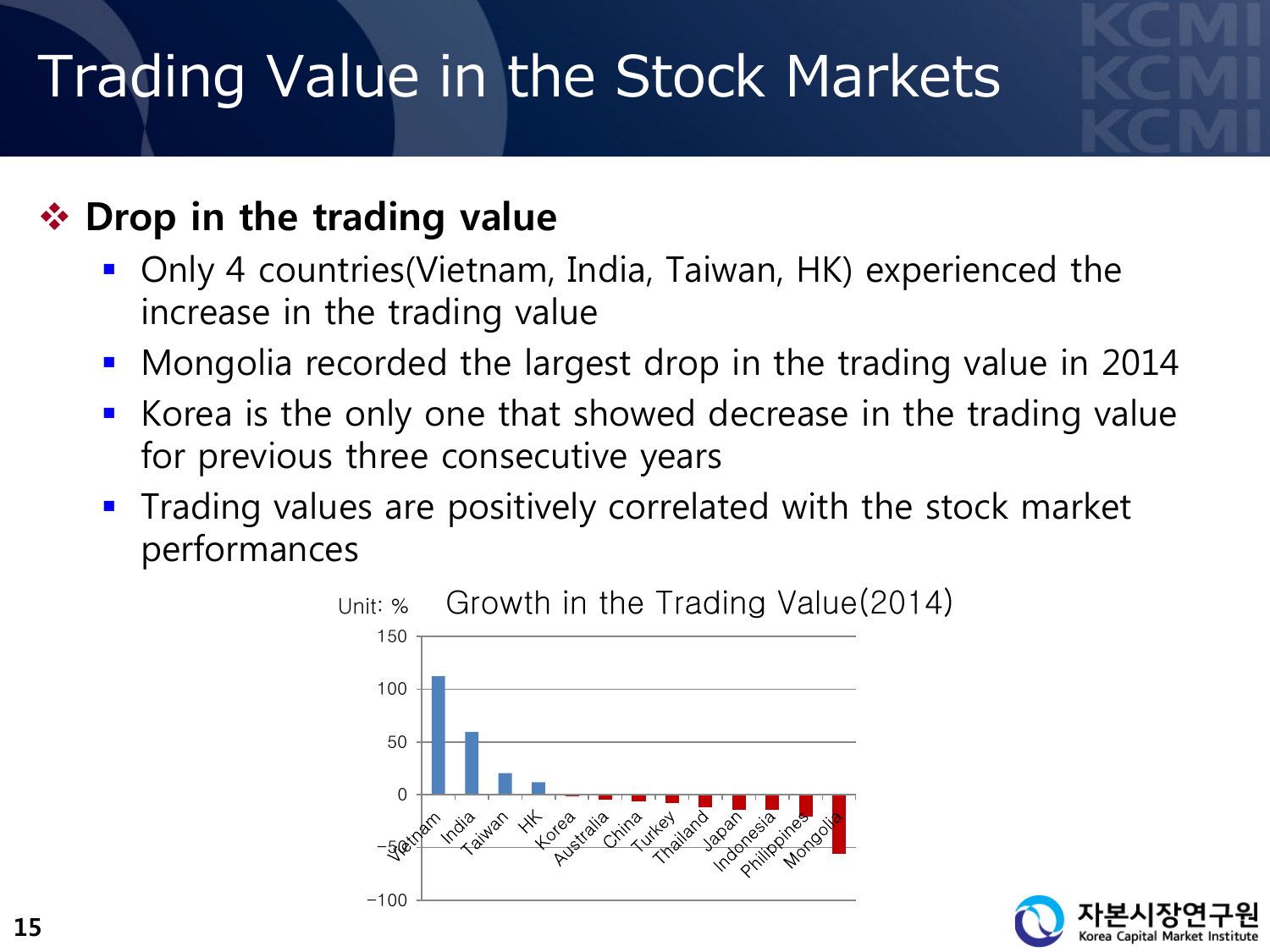# Trading Value in the Stock Markets

## Drop in the trading value

- Only 4 countries(Vietnam, India, Taiwan, HK) experienced the increase in the trading value
- Mongolia recorded the largest drop in the trading value in 2014
- Korea is the only one that showed decrease in the trading value for previous three consecutive years
- Trading values are positively correlated with the stock market performances

Unit: % Growth in the Trading Value(2014)

| Country | Growth (approx.) |
|---|---|
| Vietnam | ~112 |
| India | ~59 |
| Taiwan | ~20 |
| HK | ~11 |
| Korea | ~-1 |
| Australia | ~-4 |
| China | ~-5 |
| Turkey | ~-7 |
| Thailand | ~-11 |
| Japan | ~-14 |
| Indonesia | ~-14 |
| Philippines | ~-20 |
| Mongolia | ~-55 |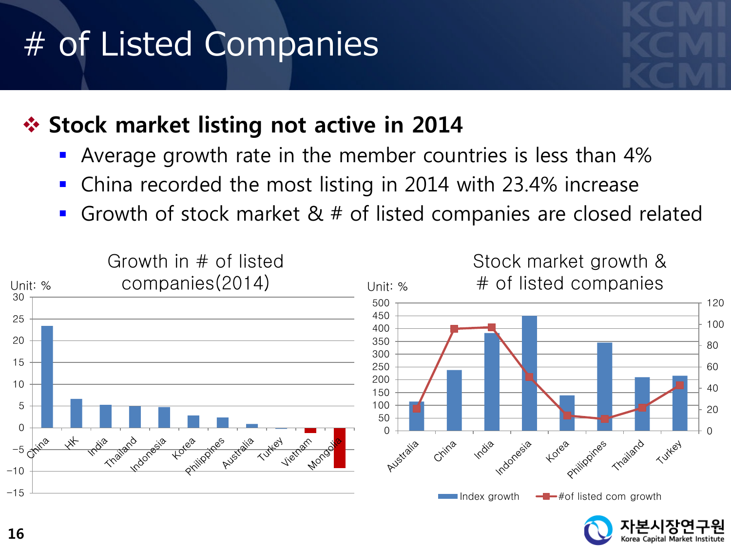# # of Listed Companies

- **Stock market listing not active in 2014**
  - Average growth rate in the member countries is less than 4%
  - China recorded the most listing in 2014 with 23.4% increase
  - Growth of stock market & # of listed companies are closed related

Growth in # of listed companies(2014)

Unit: %

Stock market growth & # of listed companies

Unit: %

Index growth | #of listed com growth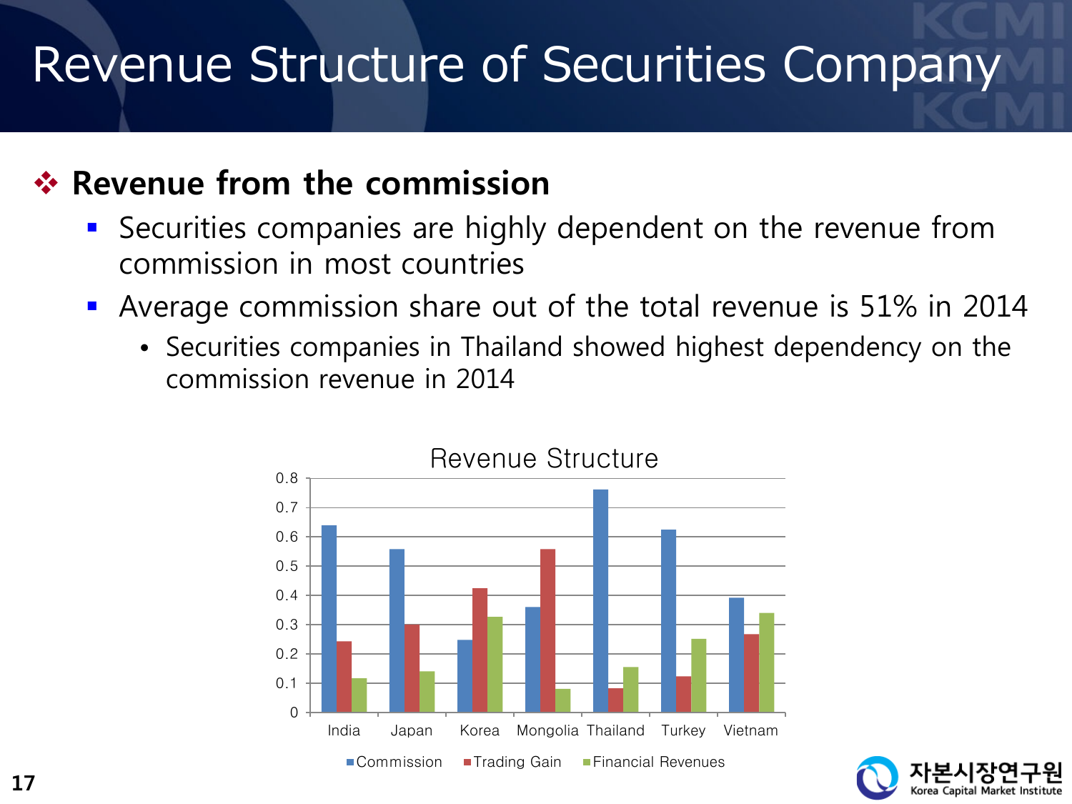# Revenue Structure of Securities Company

## ❖ Revenue from the commission

- Securities companies are highly dependent on the revenue from commission in most countries
- Average commission share out of the total revenue is 51% in 2014
  - Securities companies in Thailand showed highest dependency on the commission revenue in 2014

**Revenue Structure**

| | Commission | Trading Gain | Financial Revenues |
|---|---|---|---|
| India | 0.64 | 0.24 | 0.12 |
| Japan | 0.56 | 0.30 | 0.14 |
| Korea | 0.25 | 0.42 | 0.33 |
| Mongolia | 0.36 | 0.56 | 0.08 |
| Thailand | 0.76 | 0.08 | 0.16 |
| Turkey | 0.62 | 0.12 | 0.25 |
| Vietnam | 0.39 | 0.27 | 0.34 |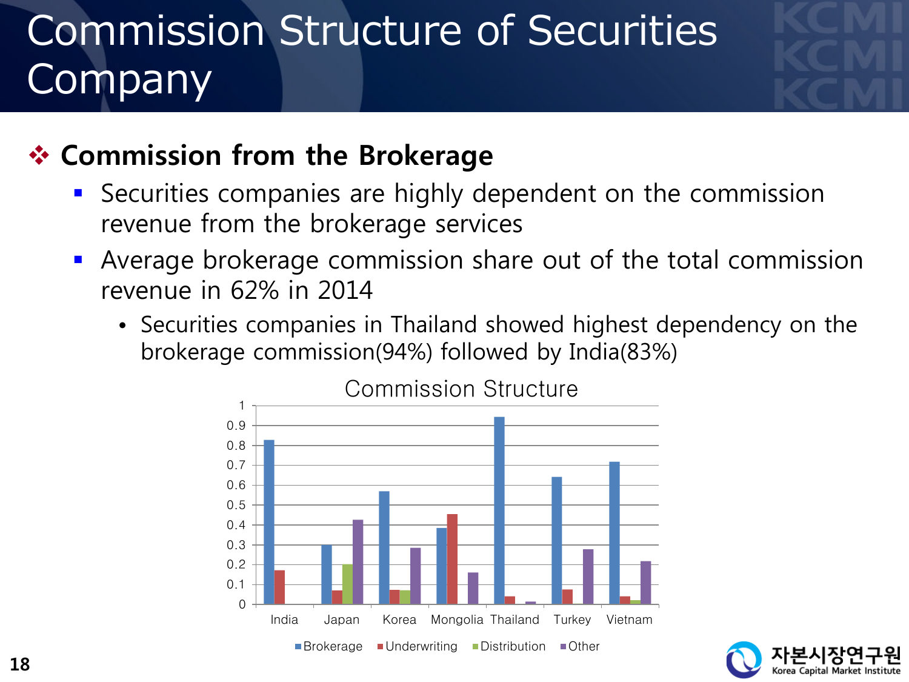# Commission Structure of Securities Company

## ❖ Commission from the Brokerage

- Securities companies are highly dependent on the commission revenue from the brokerage services
- Average brokerage commission share out of the total commission revenue in 62% in 2014
  - Securities companies in Thailand showed highest dependency on the brokerage commission(94%) followed by India(83%)

**Commission Structure**

| | Brokerage | Underwriting | Distribution | Other |
|---|---|---|---|---|
| India | 0.83 | 0.17 | | |
| Japan | 0.30 | 0.07 | 0.20 | 0.43 |
| Korea | 0.57 | 0.07 | 0.07 | 0.28 |
| Mongolia | 0.38 | 0.45 | | 0.16 |
| Thailand | 0.94 | 0.04 | | 0.01 |
| Turkey | 0.64 | 0.07 | | 0.28 |
| Vietnam | 0.72 | 0.04 | 0.02 | 0.22 |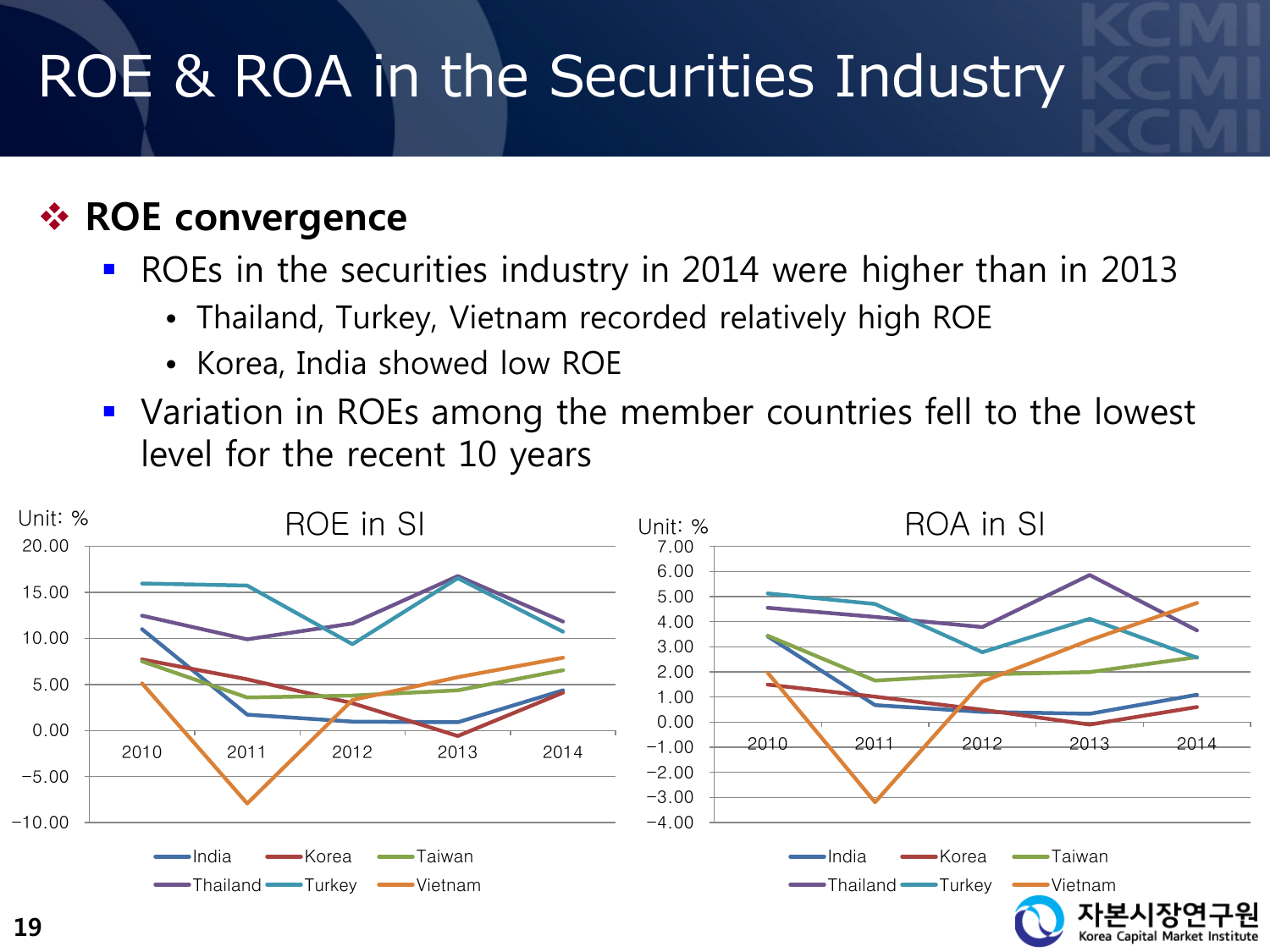# ROE & ROA in the Securities Industry

## ❖ ROE convergence

- ROEs in the securities industry in 2014 were higher than in 2013
  - Thailand, Turkey, Vietnam recorded relatively high ROE
  - Korea, India showed low ROE
- Variation in ROEs among the member countries fell to the lowest level for the recent 10 years

**ROE in SI** (Unit: %)

Legend: India, Korea, Taiwan, Thailand, Turkey, Vietnam

**ROA in SI** (Unit: %)

Legend: India, Korea, Taiwan, Thailand, Turkey, Vietnam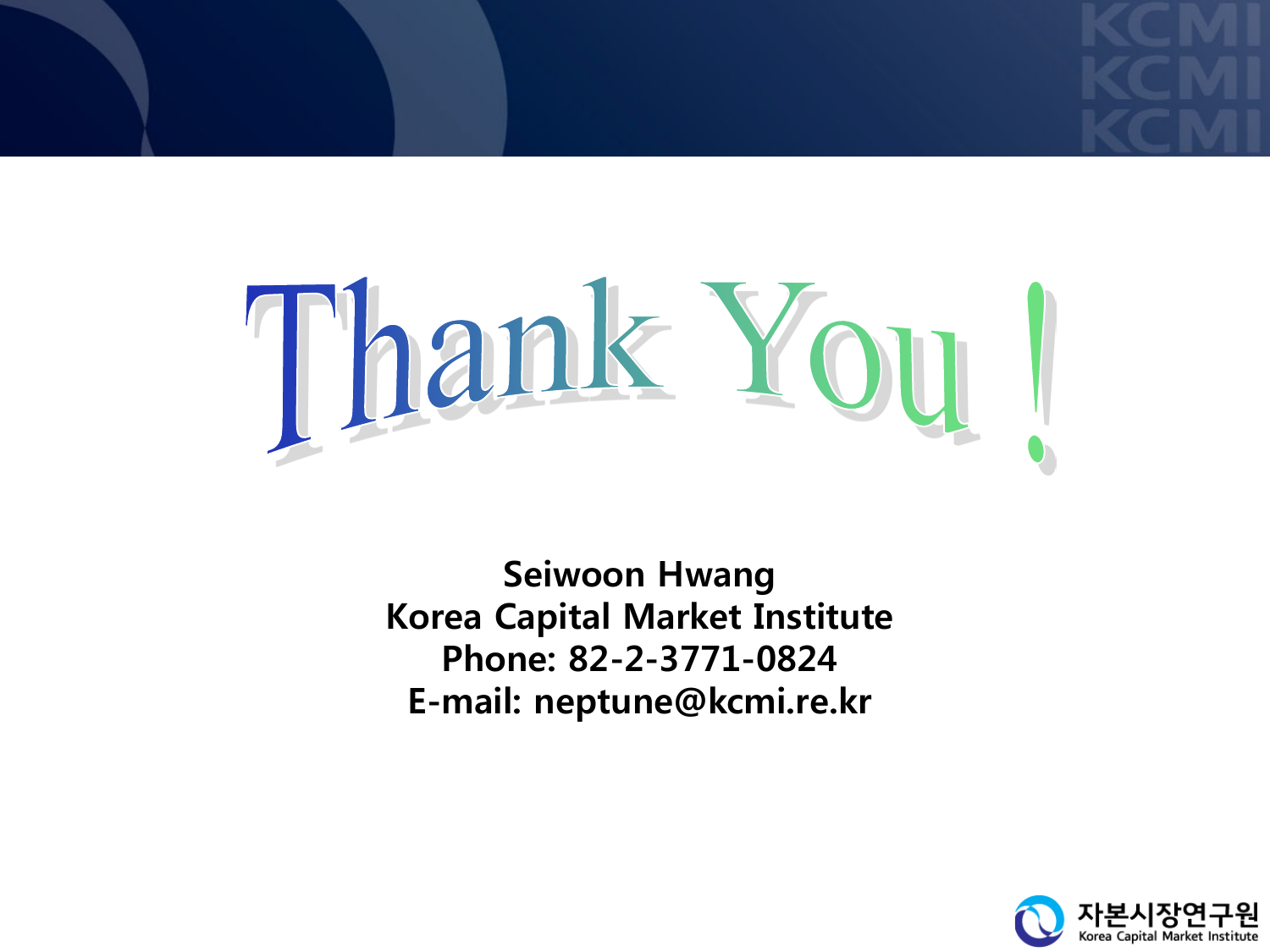# Thank You !

**Seiwoon Hwang**
**Korea Capital Market Institute**
**Phone: 82-2-3771-0824**
**E-mail: neptune@kcmi.re.kr**

자본시장연구원
Korea Capital Market Institute